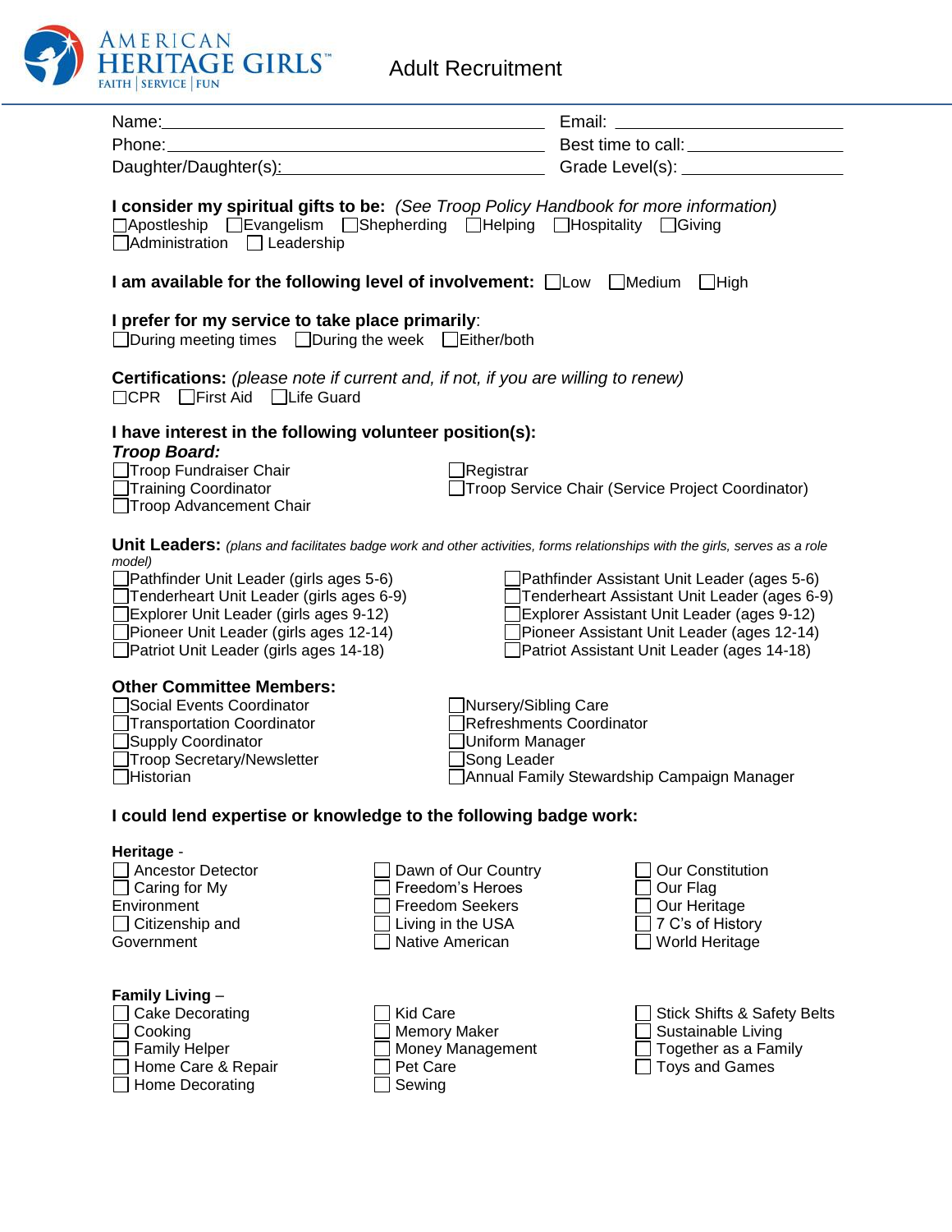AMERICAN HERITAGE GIRLS™
FAITH | SERVICE | FUN

# Adult Recruitment

Name:______________________________ Email: ______________________

Phone:______________________________ Best time to call: ______________

Daughter/Daughter(s):_______________ Grade Level(s): ________________

**I consider my spiritual gifts to be:** *(See Troop Policy Handbook for more information)*

☐Apostleship ☐Evangelism ☐Shepherding ☐Helping ☐Hospitality ☐Giving
☐Administration ☐ Leadership

**I am available for the following level of involvement:** ☐Low ☐Medium ☐High

**I prefer for my service to take place primarily**:

☐During meeting times ☐During the week ☐Either/both

**Certifications:** *(please note if current and, if not, if you are willing to renew)*

☐CPR ☐First Aid ☐Life Guard

**I have interest in the following volunteer position(s):**

***Troop Board:***

☐Troop Fundraiser Chair
☐Training Coordinator
☐Troop Advancement Chair
☐Registrar
☐Troop Service Chair (Service Project Coordinator)

**Unit Leaders:** *(plans and facilitates badge work and other activities, forms relationships with the girls, serves as a role model)*

☐Pathfinder Unit Leader (girls ages 5-6)
☐Tenderheart Unit Leader (girls ages 6-9)
☐Explorer Unit Leader (girls ages 9-12)
☐Pioneer Unit Leader (girls ages 12-14)
☐Patriot Unit Leader (girls ages 14-18)
☐Pathfinder Assistant Unit Leader (ages 5-6)
☐Tenderheart Assistant Unit Leader (ages 6-9)
☐Explorer Assistant Unit Leader (ages 9-12)
☐Pioneer Assistant Unit Leader (ages 12-14)
☐Patriot Assistant Unit Leader (ages 14-18)

**Other Committee Members:**

☐Social Events Coordinator
☐Transportation Coordinator
☐Supply Coordinator
☐Troop Secretary/Newsletter
☐Historian
☐Nursery/Sibling Care
☐Refreshments Coordinator
☐Uniform Manager
☐Song Leader
☐Annual Family Stewardship Campaign Manager

**I could lend expertise or knowledge to the following badge work:**

**Heritage** -

☐ Ancestor Detector
☐ Caring for My Environment
☐ Citizenship and Government
☐ Dawn of Our Country
☐ Freedom's Heroes
☐ Freedom Seekers
☐ Living in the USA
☐ Native American
☐ Our Constitution
☐ Our Flag
☐ Our Heritage
☐ 7 C's of History
☐ World Heritage

**Family Living** –

☐ Cake Decorating
☐ Cooking
☐ Family Helper
☐ Home Care & Repair
☐ Home Decorating
☐ Kid Care
☐ Memory Maker
☐ Money Management
☐ Pet Care
☐ Sewing
☐ Stick Shifts & Safety Belts
☐ Sustainable Living
☐ Together as a Family
☐ Toys and Games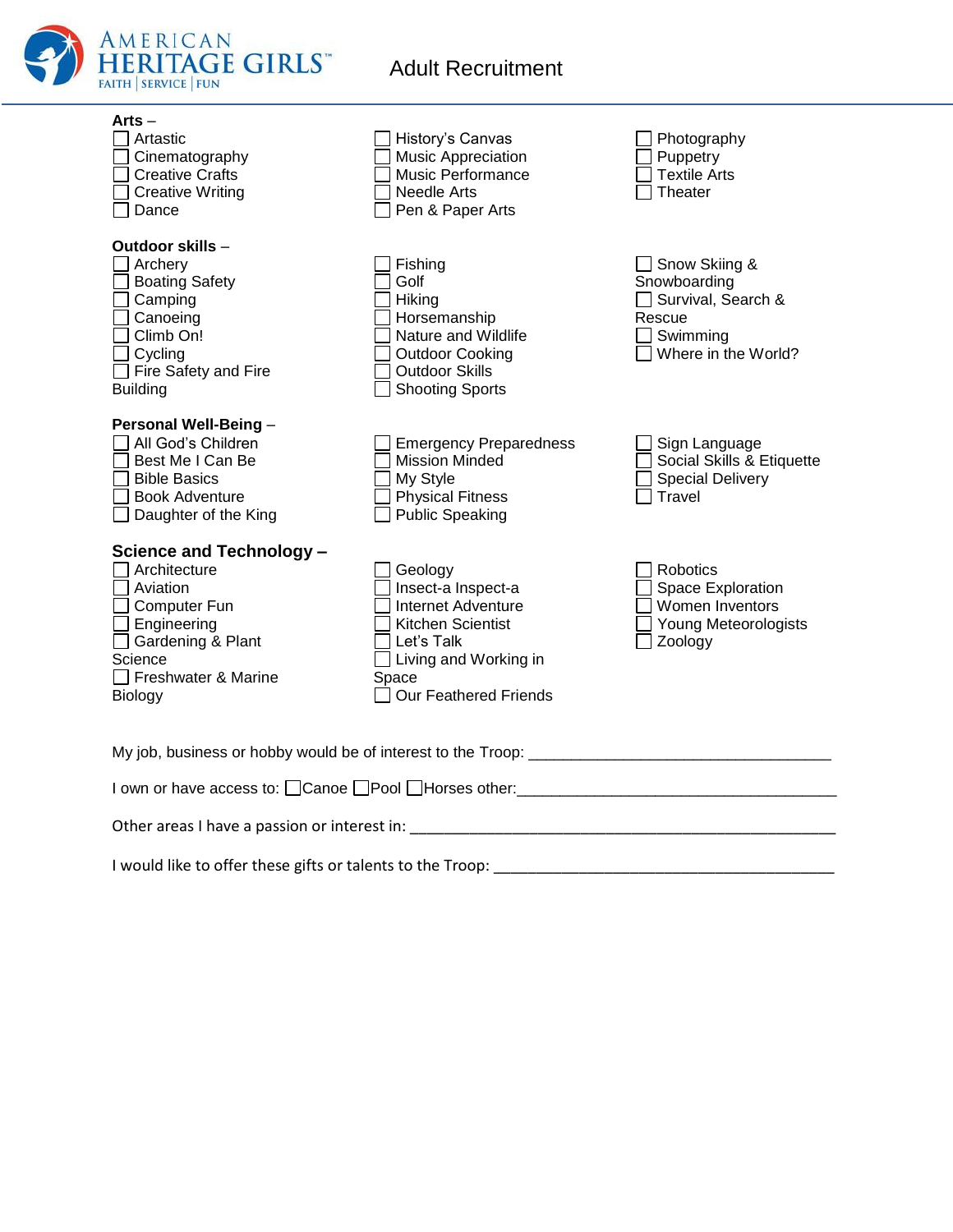Adult Recruitment

**Arts** –

- ☐ Artastic
- ☐ Cinematography
- ☐ Creative Crafts
- ☐ Creative Writing
- ☐ Dance
- ☐ History's Canvas
- ☐ Music Appreciation
- ☐ Music Performance
- ☐ Needle Arts
- ☐ Pen & Paper Arts
- ☐ Photography
- ☐ Puppetry
- ☐ Textile Arts
- ☐ Theater

**Outdoor skills** –

- ☐ Archery
- ☐ Boating Safety
- ☐ Camping
- ☐ Canoeing
- ☐ Climb On!
- ☐ Cycling
- ☐ Fire Safety and Fire Building
- ☐ Fishing
- ☐ Golf
- ☐ Hiking
- ☐ Horsemanship
- ☐ Nature and Wildlife
- ☐ Outdoor Cooking
- ☐ Outdoor Skills
- ☐ Shooting Sports
- ☐ Snow Skiing & Snowboarding
- ☐ Survival, Search & Rescue
- ☐ Swimming
- ☐ Where in the World?

**Personal Well-Being** –

- ☐ All God's Children
- ☐ Best Me I Can Be
- ☐ Bible Basics
- ☐ Book Adventure
- ☐ Daughter of the King
- ☐ Emergency Preparedness
- ☐ Mission Minded
- ☐ My Style
- ☐ Physical Fitness
- ☐ Public Speaking
- ☐ Sign Language
- ☐ Social Skills & Etiquette
- ☐ Special Delivery
- ☐ Travel

**Science and Technology –**

- ☐ Architecture
- ☐ Aviation
- ☐ Computer Fun
- ☐ Engineering
- ☐ Gardening & Plant Science
- ☐ Freshwater & Marine Biology
- ☐ Geology
- ☐ Insect-a Inspect-a
- ☐ Internet Adventure
- ☐ Kitchen Scientist
- ☐ Let's Talk
- ☐ Living and Working in Space
- ☐ Our Feathered Friends
- ☐ Robotics
- ☐ Space Exploration
- ☐ Women Inventors
- ☐ Young Meteorologists
- ☐ Zoology

My job, business or hobby would be of interest to the Troop: ___________________________________

I own or have access to: ☐Canoe ☐Pool ☐Horses other:_____________________________________

Other areas I have a passion or interest in: _______________________________________________

I would like to offer these gifts or talents to the Troop: _______________________________________